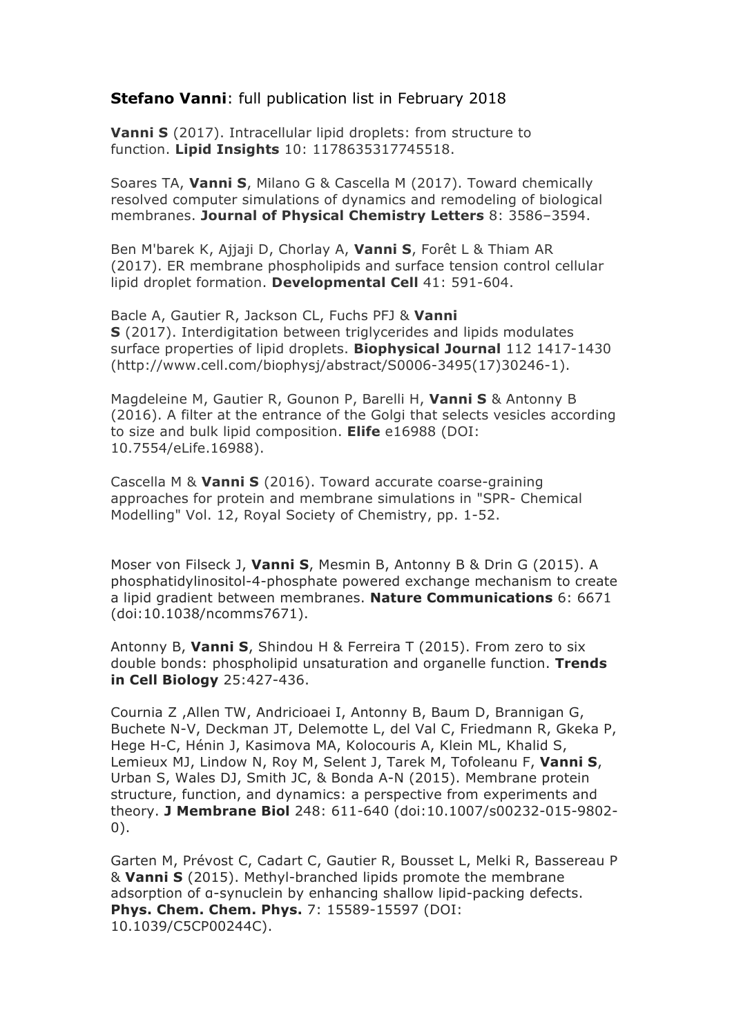**Stefano Vanni**: full publication list in February 2018

**Vanni S** (2017). Intracellular lipid droplets: from structure to function. **Lipid Insights** 10: 1178635317745518.

Soares TA, **Vanni S**, Milano G & Cascella M (2017). Toward chemically resolved computer simulations of dynamics and remodeling of biological membranes. **Journal of Physical Chemistry Letters** 8: 3586–3594.

Ben M'barek K, Ajjaji D, Chorlay A, **Vanni S**, Forêt L & Thiam AR (2017). ER membrane phospholipids and surface tension control cellular lipid droplet formation. **Developmental Cell** 41: 591-604.

Bacle A, Gautier R, Jackson CL, Fuchs PFJ & **Vanni S** (2017). Interdigitation between triglycerides and lipids modulates surface properties of lipid droplets. **Biophysical Journal** 112 1417-1430 (http://www.cell.com/biophysj/abstract/S0006-3495(17)30246-1).

Magdeleine M, Gautier R, Gounon P, Barelli H, **Vanni S** & Antonny B (2016). A filter at the entrance of the Golgi that selects vesicles according to size and bulk lipid composition. **Elife** e16988 (DOI: 10.7554/eLife.16988).

Cascella M & **Vanni S** (2016). Toward accurate coarse-graining approaches for protein and membrane simulations in "SPR- Chemical Modelling" Vol. 12, Royal Society of Chemistry, pp. 1-52.

Moser von Filseck J, **Vanni S**, Mesmin B, Antonny B & Drin G (2015). A phosphatidylinositol-4-phosphate powered exchange mechanism to create a lipid gradient between membranes. **Nature Communications** 6: 6671 (doi:10.1038/ncomms7671).

Antonny B, **Vanni S**, Shindou H & Ferreira T (2015). From zero to six double bonds: phospholipid unsaturation and organelle function. **Trends in Cell Biology** 25:427-436.

Cournia Z ,Allen TW, Andricioaei I, Antonny B, Baum D, Brannigan G, Buchete N-V, Deckman JT, Delemotte L, del Val C, Friedmann R, Gkeka P, Hege H-C, Hénin J, Kasimova MA, Kolocouris A, Klein ML, Khalid S, Lemieux MJ, Lindow N, Roy M, Selent J, Tarek M, Tofoleanu F, **Vanni S**, Urban S, Wales DJ, Smith JC, & Bonda A-N (2015). Membrane protein structure, function, and dynamics: a perspective from experiments and theory. **J Membrane Biol** 248: 611-640 (doi:10.1007/s00232-015-9802-0).

Garten M, Prévost C, Cadart C, Gautier R, Bousset L, Melki R, Bassereau P & **Vanni S** (2015). Methyl-branched lipids promote the membrane adsorption of α-synuclein by enhancing shallow lipid-packing defects. **Phys. Chem. Chem. Phys.** 7: 15589-15597 (DOI: 10.1039/C5CP00244C).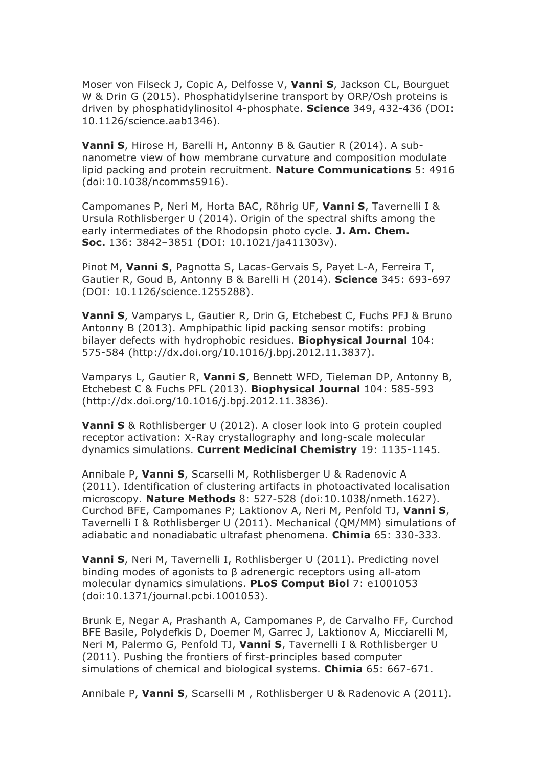Moser von Filseck J, Copic A, Delfosse V, **Vanni S**, Jackson CL, Bourguet W & Drin G (2015). Phosphatidylserine transport by ORP/Osh proteins is driven by phosphatidylinositol 4-phosphate. **Science** 349, 432-436 (DOI: 10.1126/science.aab1346).

**Vanni S**, Hirose H, Barelli H, Antonny B & Gautier R (2014). A sub-nanometre view of how membrane curvature and composition modulate lipid packing and protein recruitment. **Nature Communications** 5: 4916 (doi:10.1038/ncomms5916).

Campomanes P, Neri M, Horta BAC, Röhrig UF, **Vanni S**, Tavernelli I & Ursula Rothlisberger U (2014). Origin of the spectral shifts among the early intermediates of the Rhodopsin photo cycle. **J. Am. Chem. Soc.** 136: 3842–3851 (DOI: 10.1021/ja411303v).

Pinot M, **Vanni S**, Pagnotta S, Lacas-Gervais S, Payet L-A, Ferreira T, Gautier R, Goud B, Antonny B & Barelli H (2014). **Science** 345: 693-697 (DOI: 10.1126/science.1255288).

**Vanni S**, Vamparys L, Gautier R, Drin G, Etchebest C, Fuchs PFJ & Bruno Antonny B (2013). Amphipathic lipid packing sensor motifs: probing bilayer defects with hydrophobic residues. **Biophysical Journal** 104: 575-584 (http://dx.doi.org/10.1016/j.bpj.2012.11.3837).

Vamparys L, Gautier R, **Vanni S**, Bennett WFD, Tieleman DP, Antonny B, Etchebest C & Fuchs PFL (2013). **Biophysical Journal** 104: 585-593 (http://dx.doi.org/10.1016/j.bpj.2012.11.3836).

**Vanni S** & Rothlisberger U (2012). A closer look into G protein coupled receptor activation: X-Ray crystallography and long-scale molecular dynamics simulations. **Current Medicinal Chemistry** 19: 1135-1145.

Annibale P, **Vanni S**, Scarselli M, Rothlisberger U & Radenovic A (2011). Identification of clustering artifacts in photoactivated localisation microscopy. **Nature Methods** 8: 527-528 (doi:10.1038/nmeth.1627).
Curchod BFE, Campomanes P; Laktionov A, Neri M, Penfold TJ, **Vanni S**, Tavernelli I & Rothlisberger U (2011). Mechanical (QM/MM) simulations of adiabatic and nonadiabatic ultrafast phenomena. **Chimia** 65: 330-333.

**Vanni S**, Neri M, Tavernelli I, Rothlisberger U (2011). Predicting novel binding modes of agonists to β adrenergic receptors using all-atom molecular dynamics simulations. **PLoS Comput Biol** 7: e1001053 (doi:10.1371/journal.pcbi.1001053).

Brunk E, Negar A, Prashanth A, Campomanes P, de Carvalho FF, Curchod BFE Basile, Polydefkis D, Doemer M, Garrec J, Laktionov A, Micciarelli M, Neri M, Palermo G, Penfold TJ, **Vanni S**, Tavernelli I & Rothlisberger U (2011). Pushing the frontiers of first-principles based computer simulations of chemical and biological systems. **Chimia** 65: 667-671.

Annibale P, **Vanni S**, Scarselli M , Rothlisberger U & Radenovic A (2011).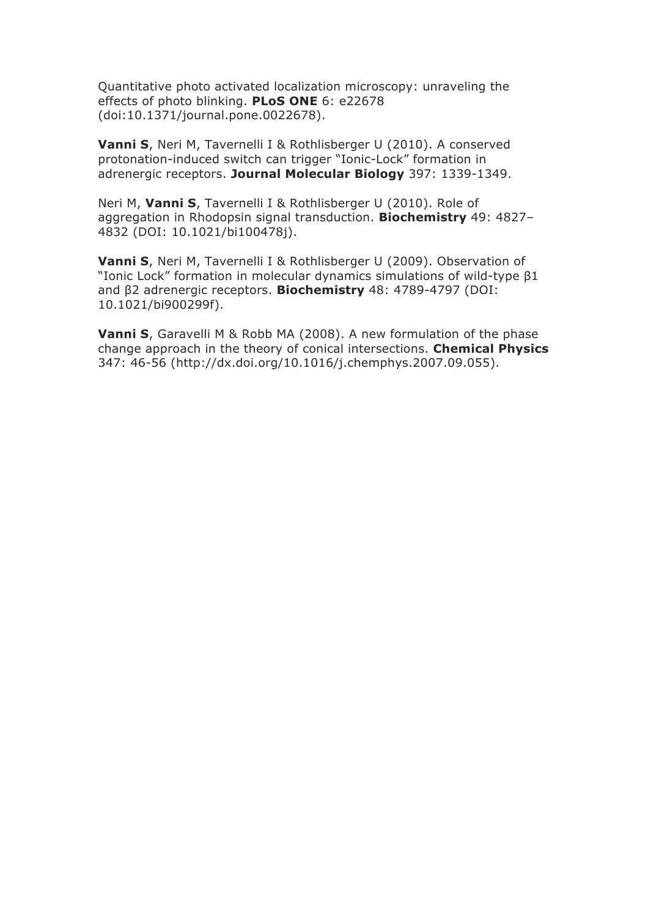Quantitative photo activated localization microscopy: unraveling the effects of photo blinking. **PLoS ONE** 6: e22678 (doi:10.1371/journal.pone.0022678).

**Vanni S**, Neri M, Tavernelli I & Rothlisberger U (2010). A conserved protonation-induced switch can trigger "Ionic-Lock" formation in adrenergic receptors. **Journal Molecular Biology** 397: 1339-1349.

Neri M, **Vanni S**, Tavernelli I & Rothlisberger U (2010). Role of aggregation in Rhodopsin signal transduction. **Biochemistry** 49: 4827–4832 (DOI: 10.1021/bi100478j).

**Vanni S**, Neri M, Tavernelli I & Rothlisberger U (2009). Observation of "Ionic Lock" formation in molecular dynamics simulations of wild-type β1 and β2 adrenergic receptors. **Biochemistry** 48: 4789-4797 (DOI: 10.1021/bi900299f).

**Vanni S**, Garavelli M & Robb MA (2008). A new formulation of the phase change approach in the theory of conical intersections. **Chemical Physics** 347: 46-56 (http://dx.doi.org/10.1016/j.chemphys.2007.09.055).